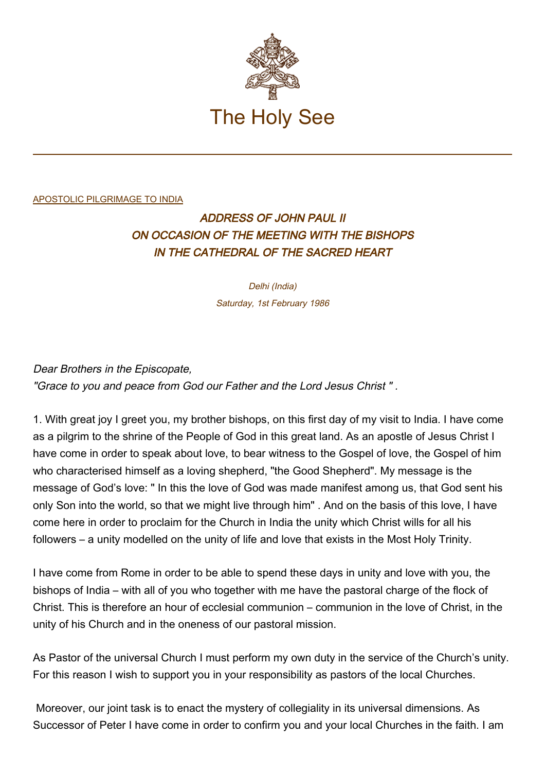# The Holy See

APOSTOLIC PILGRIMAGE TO INDIA

## *ADDRESS OF JOHN PAUL II ON OCCASION OF THE MEETING WITH THE BISHOPS IN THE CATHEDRAL OF THE SACRED HEART*

*Delhi (India)*
*Saturday, 1st February 1986*

*Dear Brothers in the Episcopate,*
*"Grace to you and peace from God our Father and the Lord Jesus Christ " .*

1. With great joy I greet you, my brother bishops, on this first day of my visit to India. I have come as a pilgrim to the shrine of the People of God in this great land. As an apostle of Jesus Christ I have come in order to speak about love, to bear witness to the Gospel of love, the Gospel of him who characterised himself as a loving shepherd, "the Good Shepherd". My message is the message of God's love: " In this the love of God was made manifest among us, that God sent his only Son into the world, so that we might live through him" . And on the basis of this love, I have come here in order to proclaim for the Church in India the unity which Christ wills for all his followers – a unity modelled on the unity of life and love that exists in the Most Holy Trinity.

I have come from Rome in order to be able to spend these days in unity and love with you, the bishops of India – with all of you who together with me have the pastoral charge of the flock of Christ. This is therefore an hour of ecclesial communion – communion in the love of Christ, in the unity of his Church and in the oneness of our pastoral mission.

As Pastor of the universal Church I must perform my own duty in the service of the Church's unity. For this reason I wish to support you in your responsibility as pastors of the local Churches.

Moreover, our joint task is to enact the mystery of collegiality in its universal dimensions. As Successor of Peter I have come in order to confirm you and your local Churches in the faith. I am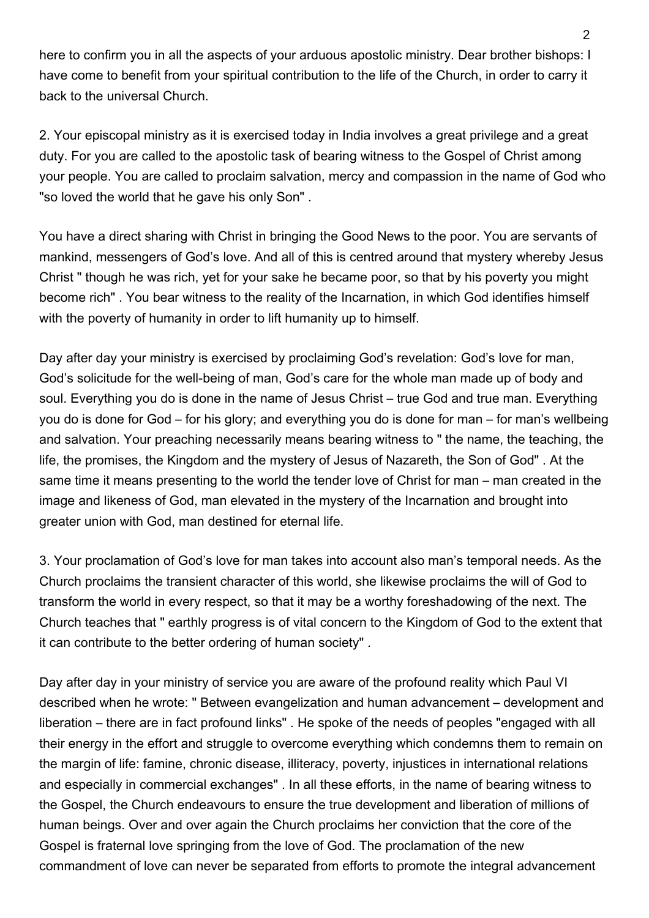here to confirm you in all the aspects of your arduous apostolic ministry. Dear brother bishops: I have come to benefit from your spiritual contribution to the life of the Church, in order to carry it back to the universal Church.

2. Your episcopal ministry as it is exercised today in India involves a great privilege and a great duty. For you are called to the apostolic task of bearing witness to the Gospel of Christ among your people. You are called to proclaim salvation, mercy and compassion in the name of God who "so loved the world that he gave his only Son" .

You have a direct sharing with Christ in bringing the Good News to the poor. You are servants of mankind, messengers of God's love. And all of this is centred around that mystery whereby Jesus Christ " though he was rich, yet for your sake he became poor, so that by his poverty you might become rich" . You bear witness to the reality of the Incarnation, in which God identifies himself with the poverty of humanity in order to lift humanity up to himself.

Day after day your ministry is exercised by proclaiming God's revelation: God's love for man, God's solicitude for the well-being of man, God's care for the whole man made up of body and soul. Everything you do is done in the name of Jesus Christ – true God and true man. Everything you do is done for God – for his glory; and everything you do is done for man – for man's wellbeing and salvation. Your preaching necessarily means bearing witness to " the name, the teaching, the life, the promises, the Kingdom and the mystery of Jesus of Nazareth, the Son of God" . At the same time it means presenting to the world the tender love of Christ for man – man created in the image and likeness of God, man elevated in the mystery of the Incarnation and brought into greater union with God, man destined for eternal life.

3. Your proclamation of God's love for man takes into account also man's temporal needs. As the Church proclaims the transient character of this world, she likewise proclaims the will of God to transform the world in every respect, so that it may be a worthy foreshadowing of the next. The Church teaches that " earthly progress is of vital concern to the Kingdom of God to the extent that it can contribute to the better ordering of human society" .

Day after day in your ministry of service you are aware of the profound reality which Paul VI described when he wrote: " Between evangelization and human advancement – development and liberation – there are in fact profound links" . He spoke of the needs of peoples "engaged with all their energy in the effort and struggle to overcome everything which condemns them to remain on the margin of life: famine, chronic disease, illiteracy, poverty, injustices in international relations and especially in commercial exchanges" . In all these efforts, in the name of bearing witness to the Gospel, the Church endeavours to ensure the true development and liberation of millions of human beings. Over and over again the Church proclaims her conviction that the core of the Gospel is fraternal love springing from the love of God. The proclamation of the new commandment of love can never be separated from efforts to promote the integral advancement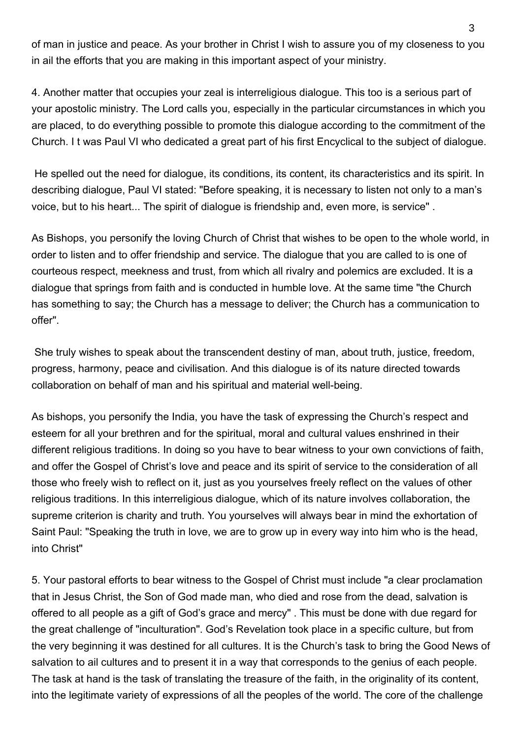of man in justice and peace. As your brother in Christ I wish to assure you of my closeness to you in ail the efforts that you are making in this important aspect of your ministry.

4. Another matter that occupies your zeal is interreligious dialogue. This too is a serious part of your apostolic ministry. The Lord calls you, especially in the particular circumstances in which you are placed, to do everything possible to promote this dialogue according to the commitment of the Church. I t was Paul VI who dedicated a great part of his first Encyclical to the subject of dialogue.

He spelled out the need for dialogue, its conditions, its content, its characteristics and its spirit. In describing dialogue, Paul VI stated: "Before speaking, it is necessary to listen not only to a man's voice, but to his heart... The spirit of dialogue is friendship and, even more, is service" .

As Bishops, you personify the loving Church of Christ that wishes to be open to the whole world, in order to listen and to offer friendship and service. The dialogue that you are called to is one of courteous respect, meekness and trust, from which all rivalry and polemics are excluded. It is a dialogue that springs from faith and is conducted in humble love. At the same time "the Church has something to say; the Church has a message to deliver; the Church has a communication to offer".

She truly wishes to speak about the transcendent destiny of man, about truth, justice, freedom, progress, harmony, peace and civilisation. And this dialogue is of its nature directed towards collaboration on behalf of man and his spiritual and material well-being.

As bishops, you personify the India, you have the task of expressing the Church's respect and esteem for all your brethren and for the spiritual, moral and cultural values enshrined in their different religious traditions. In doing so you have to bear witness to your own convictions of faith, and offer the Gospel of Christ's love and peace and its spirit of service to the consideration of all those who freely wish to reflect on it, just as you yourselves freely reflect on the values of other religious traditions. In this interreligious dialogue, which of its nature involves collaboration, the supreme criterion is charity and truth. You yourselves will always bear in mind the exhortation of Saint Paul: "Speaking the truth in love, we are to grow up in every way into him who is the head, into Christ"

5. Your pastoral efforts to bear witness to the Gospel of Christ must include "a clear proclamation that in Jesus Christ, the Son of God made man, who died and rose from the dead, salvation is offered to all people as a gift of God's grace and mercy" . This must be done with due regard for the great challenge of "inculturation". God's Revelation took place in a specific culture, but from the very beginning it was destined for all cultures. It is the Church's task to bring the Good News of salvation to ail cultures and to present it in a way that corresponds to the genius of each people. The task at hand is the task of translating the treasure of the faith, in the originality of its content, into the legitimate variety of expressions of all the peoples of the world. The core of the challenge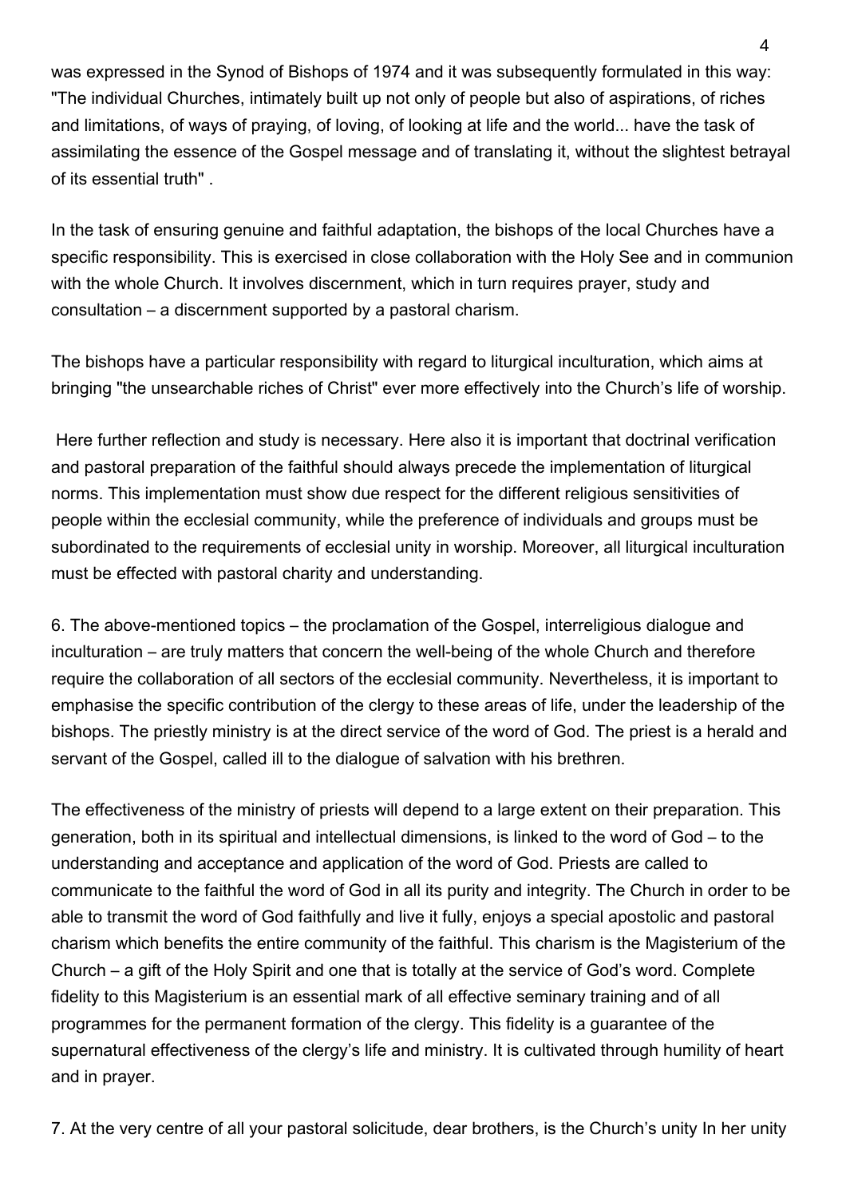was expressed in the Synod of Bishops of 1974 and it was subsequently formulated in this way: "The individual Churches, intimately built up not only of people but also of aspirations, of riches and limitations, of ways of praying, of loving, of looking at life and the world... have the task of assimilating the essence of the Gospel message and of translating it, without the slightest betrayal of its essential truth" .

In the task of ensuring genuine and faithful adaptation, the bishops of the local Churches have a specific responsibility. This is exercised in close collaboration with the Holy See and in communion with the whole Church. It involves discernment, which in turn requires prayer, study and consultation – a discernment supported by a pastoral charism.

The bishops have a particular responsibility with regard to liturgical inculturation, which aims at bringing "the unsearchable riches of Christ" ever more effectively into the Church's life of worship.

Here further reflection and study is necessary. Here also it is important that doctrinal verification and pastoral preparation of the faithful should always precede the implementation of liturgical norms. This implementation must show due respect for the different religious sensitivities of people within the ecclesial community, while the preference of individuals and groups must be subordinated to the requirements of ecclesial unity in worship. Moreover, all liturgical inculturation must be effected with pastoral charity and understanding.

6. The above-mentioned topics – the proclamation of the Gospel, interreligious dialogue and inculturation – are truly matters that concern the well-being of the whole Church and therefore require the collaboration of all sectors of the ecclesial community. Nevertheless, it is important to emphasise the specific contribution of the clergy to these areas of life, under the leadership of the bishops. The priestly ministry is at the direct service of the word of God. The priest is a herald and servant of the Gospel, called ill to the dialogue of salvation with his brethren.

The effectiveness of the ministry of priests will depend to a large extent on their preparation. This generation, both in its spiritual and intellectual dimensions, is linked to the word of God – to the understanding and acceptance and application of the word of God. Priests are called to communicate to the faithful the word of God in all its purity and integrity. The Church in order to be able to transmit the word of God faithfully and live it fully, enjoys a special apostolic and pastoral charism which benefits the entire community of the faithful. This charism is the Magisterium of the Church – a gift of the Holy Spirit and one that is totally at the service of God's word. Complete fidelity to this Magisterium is an essential mark of all effective seminary training and of all programmes for the permanent formation of the clergy. This fidelity is a guarantee of the supernatural effectiveness of the clergy's life and ministry. It is cultivated through humility of heart and in prayer.

7. At the very centre of all your pastoral solicitude, dear brothers, is the Church's unity In her unity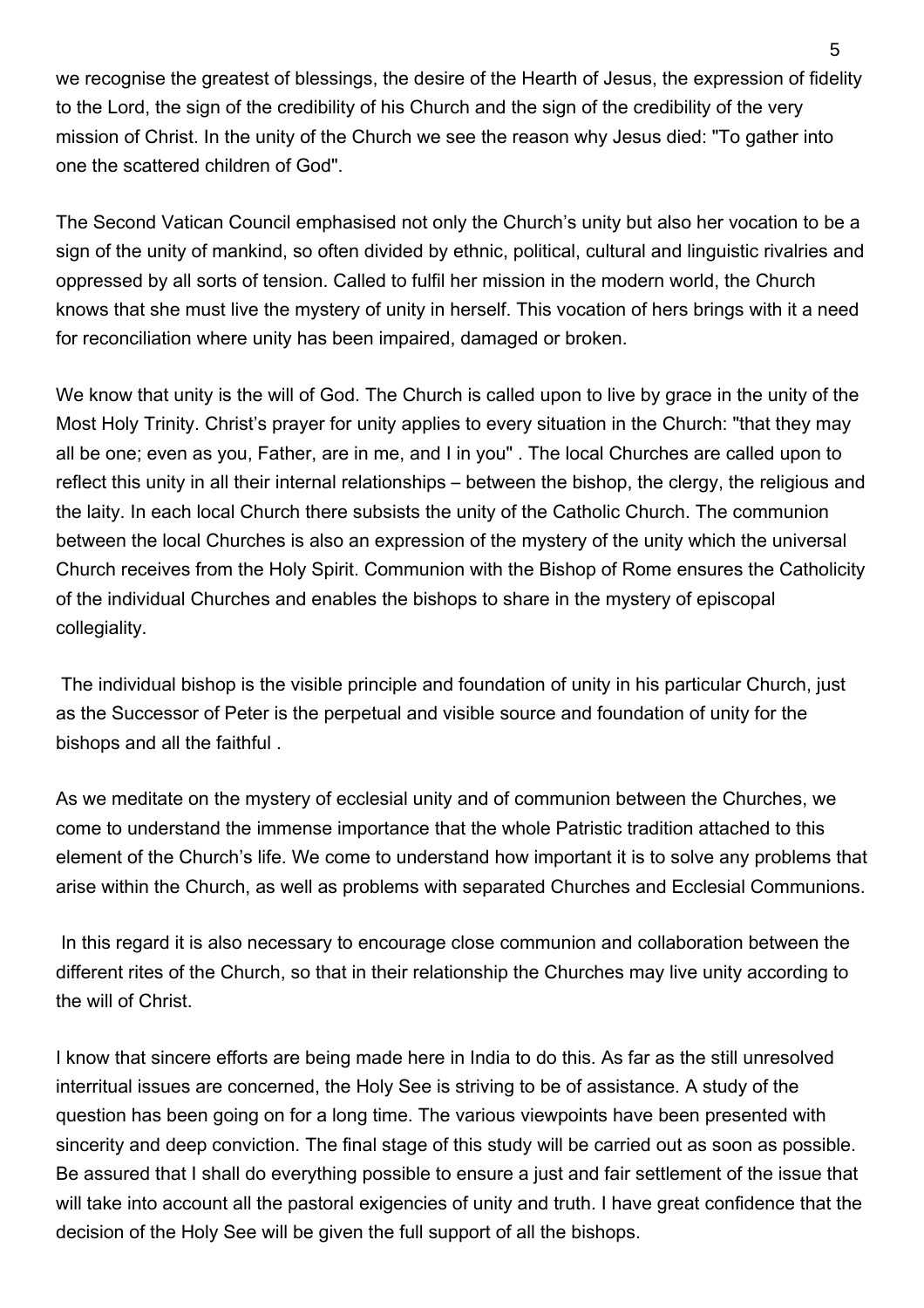we recognise the greatest of blessings, the desire of the Hearth of Jesus, the expression of fidelity to the Lord, the sign of the credibility of his Church and the sign of the credibility of the very mission of Christ. In the unity of the Church we see the reason why Jesus died: "To gather into one the scattered children of God".

The Second Vatican Council emphasised not only the Church's unity but also her vocation to be a sign of the unity of mankind, so often divided by ethnic, political, cultural and linguistic rivalries and oppressed by all sorts of tension. Called to fulfil her mission in the modern world, the Church knows that she must live the mystery of unity in herself. This vocation of hers brings with it a need for reconciliation where unity has been impaired, damaged or broken.

We know that unity is the will of God. The Church is called upon to live by grace in the unity of the Most Holy Trinity. Christ's prayer for unity applies to every situation in the Church: "that they may all be one; even as you, Father, are in me, and I in you" . The local Churches are called upon to reflect this unity in all their internal relationships – between the bishop, the clergy, the religious and the laity. In each local Church there subsists the unity of the Catholic Church. The communion between the local Churches is also an expression of the mystery of the unity which the universal Church receives from the Holy Spirit. Communion with the Bishop of Rome ensures the Catholicity of the individual Churches and enables the bishops to share in the mystery of episcopal collegiality.

The individual bishop is the visible principle and foundation of unity in his particular Church, just as the Successor of Peter is the perpetual and visible source and foundation of unity for the bishops and all the faithful .

As we meditate on the mystery of ecclesial unity and of communion between the Churches, we come to understand the immense importance that the whole Patristic tradition attached to this element of the Church's life. We come to understand how important it is to solve any problems that arise within the Church, as well as problems with separated Churches and Ecclesial Communions.

In this regard it is also necessary to encourage close communion and collaboration between the different rites of the Church, so that in their relationship the Churches may live unity according to the will of Christ.

I know that sincere efforts are being made here in India to do this. As far as the still unresolved interritual issues are concerned, the Holy See is striving to be of assistance. A study of the question has been going on for a long time. The various viewpoints have been presented with sincerity and deep conviction. The final stage of this study will be carried out as soon as possible. Be assured that I shall do everything possible to ensure a just and fair settlement of the issue that will take into account all the pastoral exigencies of unity and truth. I have great confidence that the decision of the Holy See will be given the full support of all the bishops.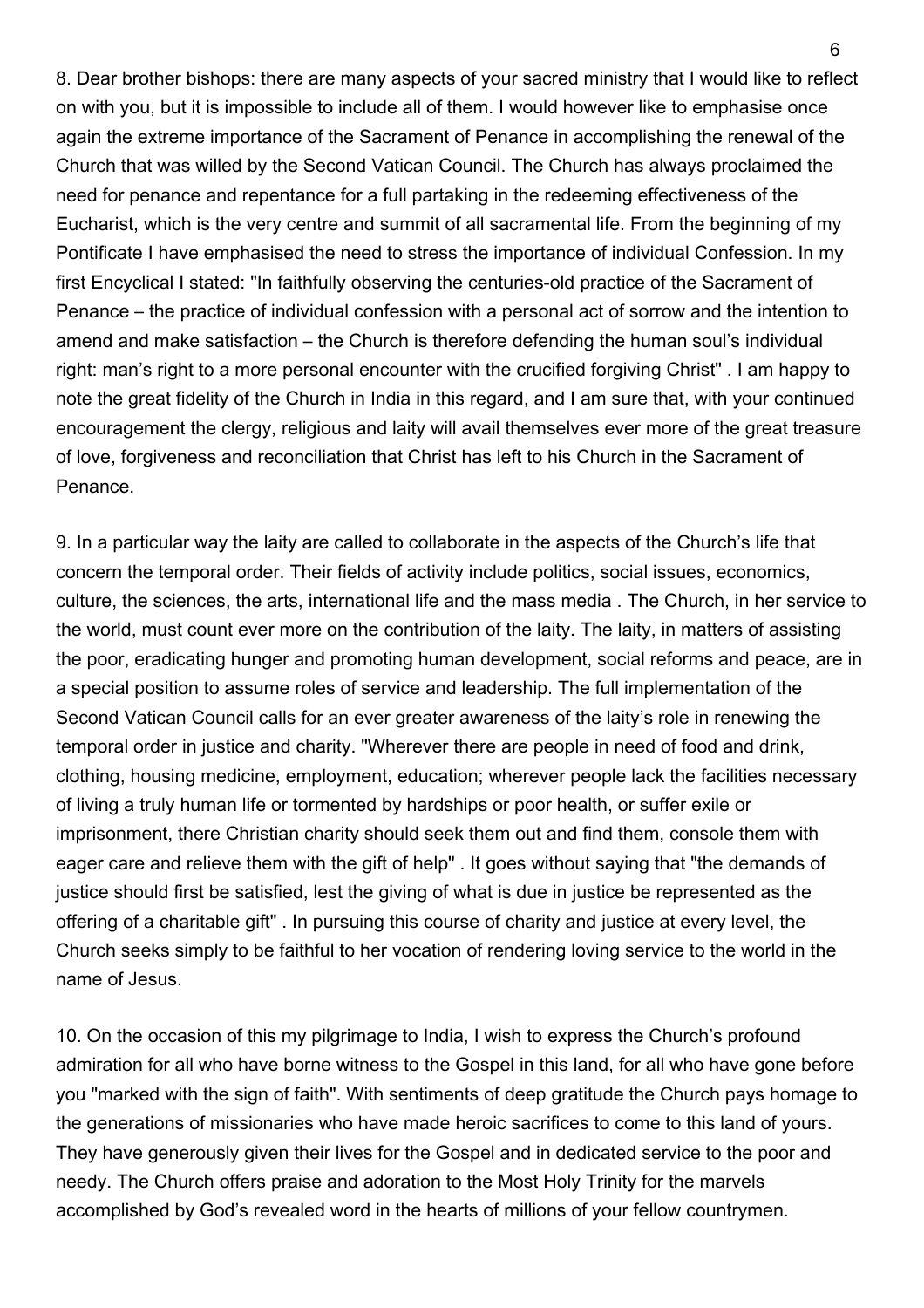8. Dear brother bishops: there are many aspects of your sacred ministry that I would like to reflect on with you, but it is impossible to include all of them. I would however like to emphasise once again the extreme importance of the Sacrament of Penance in accomplishing the renewal of the Church that was willed by the Second Vatican Council. The Church has always proclaimed the need for penance and repentance for a full partaking in the redeeming effectiveness of the Eucharist, which is the very centre and summit of all sacramental life. From the beginning of my Pontificate I have emphasised the need to stress the importance of individual Confession. In my first Encyclical I stated: "In faithfully observing the centuries-old practice of the Sacrament of Penance – the practice of individual confession with a personal act of sorrow and the intention to amend and make satisfaction – the Church is therefore defending the human soul's individual right: man's right to a more personal encounter with the crucified forgiving Christ" . I am happy to note the great fidelity of the Church in India in this regard, and I am sure that, with your continued encouragement the clergy, religious and laity will avail themselves ever more of the great treasure of love, forgiveness and reconciliation that Christ has left to his Church in the Sacrament of Penance.

9. In a particular way the laity are called to collaborate in the aspects of the Church's life that concern the temporal order. Their fields of activity include politics, social issues, economics, culture, the sciences, the arts, international life and the mass media . The Church, in her service to the world, must count ever more on the contribution of the laity. The laity, in matters of assisting the poor, eradicating hunger and promoting human development, social reforms and peace, are in a special position to assume roles of service and leadership. The full implementation of the Second Vatican Council calls for an ever greater awareness of the laity's role in renewing the temporal order in justice and charity. "Wherever there are people in need of food and drink, clothing, housing medicine, employment, education; wherever people lack the facilities necessary of living a truly human life or tormented by hardships or poor health, or suffer exile or imprisonment, there Christian charity should seek them out and find them, console them with eager care and relieve them with the gift of help" . It goes without saying that "the demands of justice should first be satisfied, lest the giving of what is due in justice be represented as the offering of a charitable gift" . In pursuing this course of charity and justice at every level, the Church seeks simply to be faithful to her vocation of rendering loving service to the world in the name of Jesus.

10. On the occasion of this my pilgrimage to India, I wish to express the Church's profound admiration for all who have borne witness to the Gospel in this land, for all who have gone before you "marked with the sign of faith". With sentiments of deep gratitude the Church pays homage to the generations of missionaries who have made heroic sacrifices to come to this land of yours. They have generously given their lives for the Gospel and in dedicated service to the poor and needy. The Church offers praise and adoration to the Most Holy Trinity for the marvels accomplished by God's revealed word in the hearts of millions of your fellow countrymen.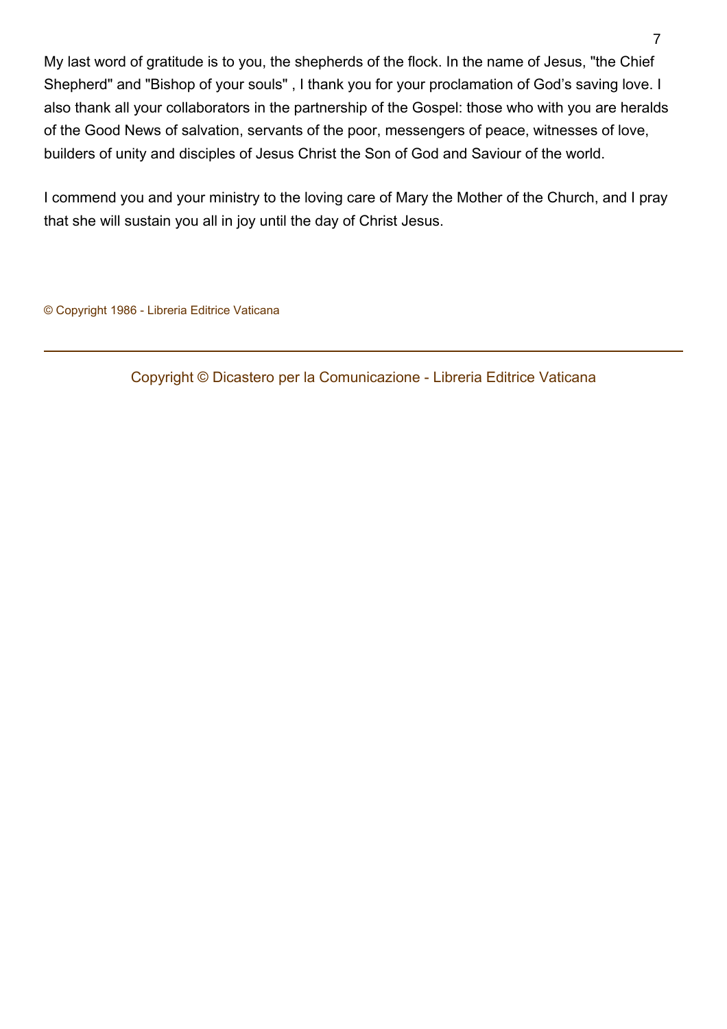My last word of gratitude is to you, the shepherds of the flock. In the name of Jesus, "the Chief Shepherd" and "Bishop of your souls" , I thank you for your proclamation of God’s saving love. I also thank all your collaborators in the partnership of the Gospel: those who with you are heralds of the Good News of salvation, servants of the poor, messengers of peace, witnesses of love, builders of unity and disciples of Jesus Christ the Son of God and Saviour of the world.

I commend you and your ministry to the loving care of Mary the Mother of the Church, and I pray that she will sustain you all in joy until the day of Christ Jesus.

© Copyright 1986 - Libreria Editrice Vaticana

---

Copyright © Dicastero per la Comunicazione - Libreria Editrice Vaticana